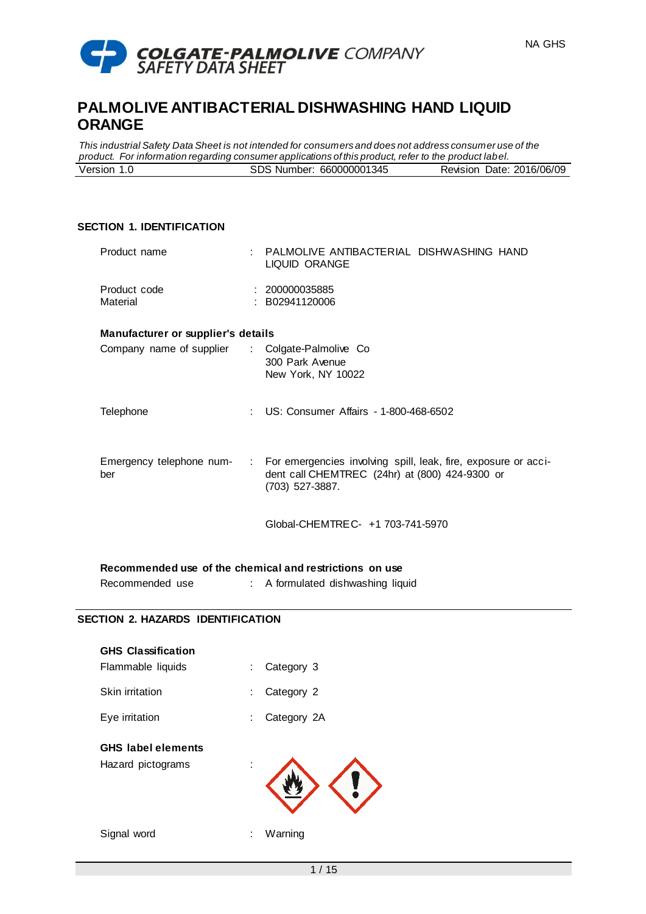COLGATE-PALMOLIVE COMPANY
SAFETY DATA SHEET

NA GHS

# PALMOLIVE ANTIBACTERIAL DISHWASHING HAND LIQUID ORANGE

*This industrial Safety Data Sheet is not intended for consumers and does not address consumer use of the product. For information regarding consumer applications of this product, refer to the product label.*

| Version 1.0 | SDS Number: 660000001345 | Revision Date: 2016/06/09 |
|---|---|---|

## SECTION 1. IDENTIFICATION

Product name : PALMOLIVE ANTIBACTERIAL DISHWASHING HAND LIQUID ORANGE

Product code : 200000035885
Material : B02941120006

**Manufacturer or supplier's details**

Company name of supplier : Colgate-Palmolive Co
300 Park Avenue
New York, NY 10022

Telephone : US: Consumer Affairs - 1-800-468-6502

Emergency telephone number : For emergencies involving spill, leak, fire, exposure or accident call CHEMTREC (24hr) at (800) 424-9300 or (703) 527-3887.

Global-CHEMTREC- +1 703-741-5970

**Recommended use of the chemical and restrictions on use**

Recommended use : A formulated dishwashing liquid

## SECTION 2. HAZARDS IDENTIFICATION

**GHS Classification**

Flammable liquids : Category 3

Skin irritation : Category 2

Eye irritation : Category 2A

**GHS label elements**

Hazard pictograms :

Signal word : Warning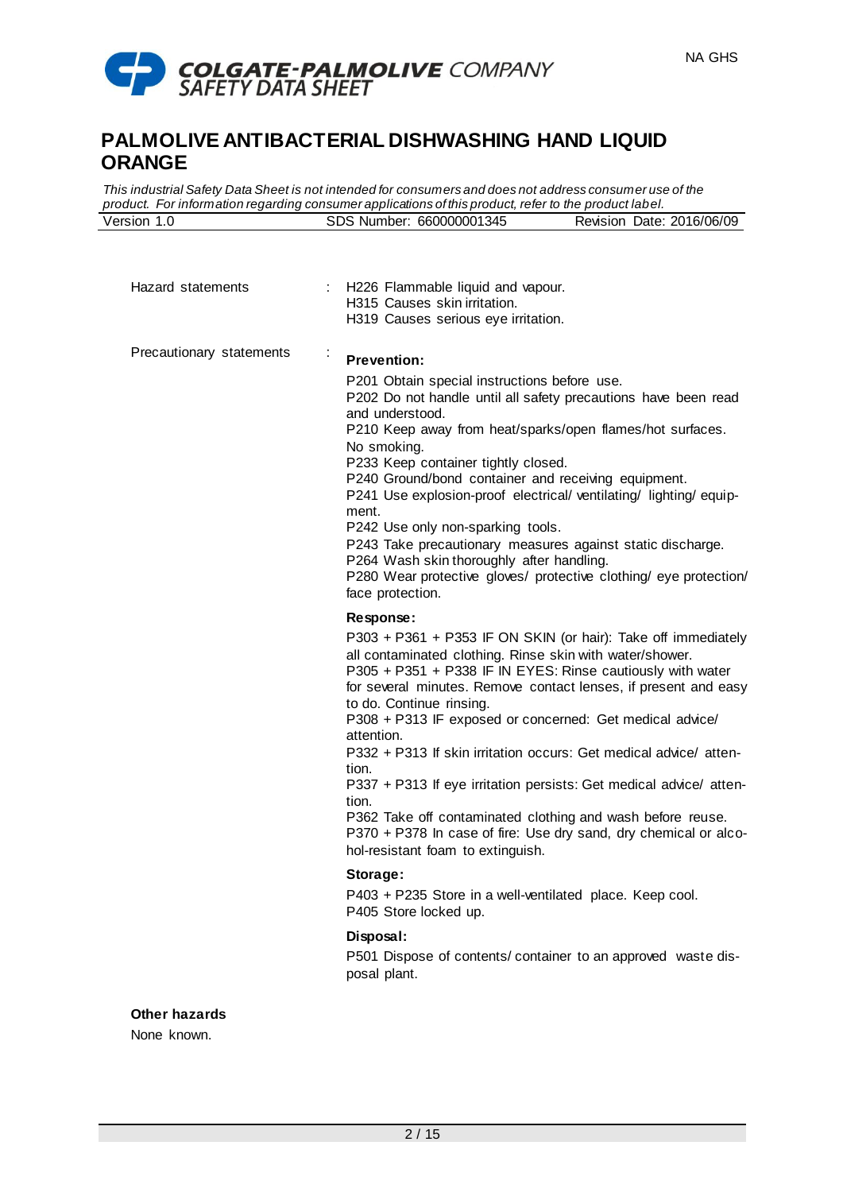Hazard statements : H226 Flammable liquid and vapour.
H315 Causes skin irritation.
H319 Causes serious eye irritation.

Precautionary statements :

**Prevention:**

P201 Obtain special instructions before use.
P202 Do not handle until all safety precautions have been read and understood.
P210 Keep away from heat/sparks/open flames/hot surfaces. No smoking.
P233 Keep container tightly closed.
P240 Ground/bond container and receiving equipment.
P241 Use explosion-proof electrical/ ventilating/ lighting/ equipment.
P242 Use only non-sparking tools.
P243 Take precautionary measures against static discharge.
P264 Wash skin thoroughly after handling.
P280 Wear protective gloves/ protective clothing/ eye protection/ face protection.

**Response:**

P303 + P361 + P353 IF ON SKIN (or hair): Take off immediately all contaminated clothing. Rinse skin with water/shower.
P305 + P351 + P338 IF IN EYES: Rinse cautiously with water for several minutes. Remove contact lenses, if present and easy to do. Continue rinsing.
P308 + P313 IF exposed or concerned: Get medical advice/ attention.
P332 + P313 If skin irritation occurs: Get medical advice/ attention.
P337 + P313 If eye irritation persists: Get medical advice/ attention.
P362 Take off contaminated clothing and wash before reuse.
P370 + P378 In case of fire: Use dry sand, dry chemical or alcohol-resistant foam to extinguish.

**Storage:**

P403 + P235 Store in a well-ventilated place. Keep cool.
P405 Store locked up.

**Disposal:**

P501 Dispose of contents/ container to an approved waste disposal plant.

**Other hazards**

None known.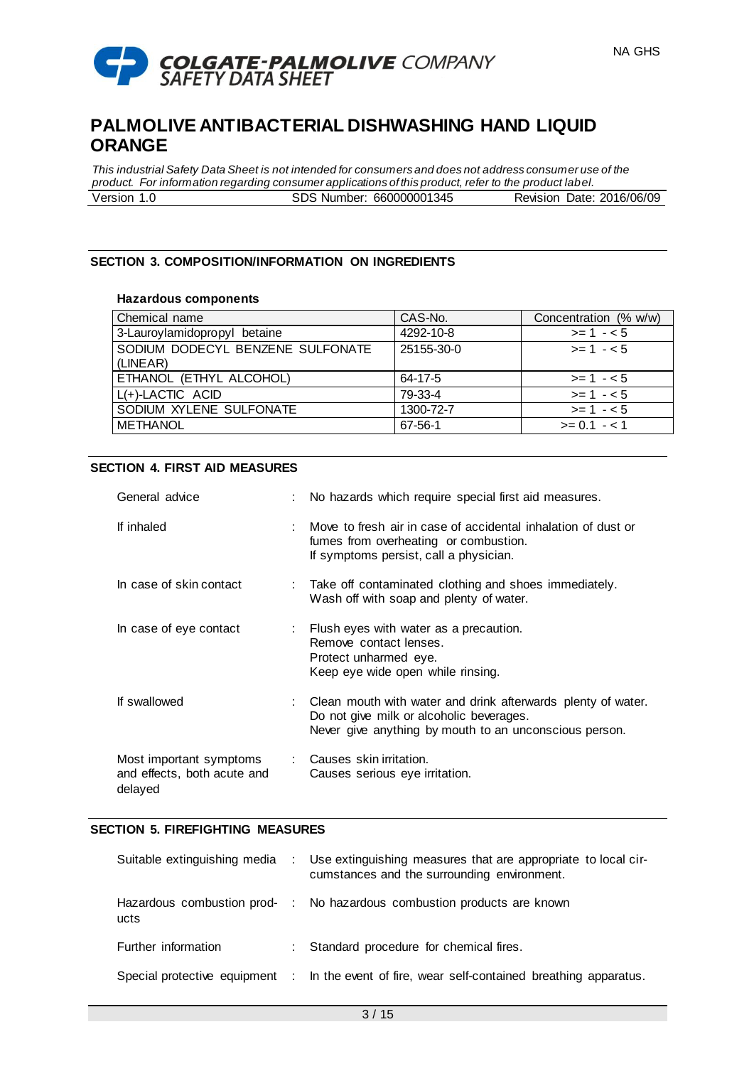## SECTION 3. COMPOSITION/INFORMATION ON INGREDIENTS

**Hazardous components**

| Chemical name | CAS-No. | Concentration (% w/w) |
|---|---|---|
| 3-Lauroylamidopropyl betaine | 4292-10-8 | >= 1 - < 5 |
| SODIUM DODECYL BENZENE SULFONATE (LINEAR) | 25155-30-0 | >= 1 - < 5 |
| ETHANOL (ETHYL ALCOHOL) | 64-17-5 | >= 1 - < 5 |
| L(+)-LACTIC ACID | 79-33-4 | >= 1 - < 5 |
| SODIUM XYLENE SULFONATE | 1300-72-7 | >= 1 - < 5 |
| METHANOL | 67-56-1 | >= 0.1 - < 1 |

## SECTION 4. FIRST AID MEASURES

| | | |
|---|---|---|
| General advice | : | No hazards which require special first aid measures. |
| If inhaled | : | Move to fresh air in case of accidental inhalation of dust or fumes from overheating or combustion. If symptoms persist, call a physician. |
| In case of skin contact | : | Take off contaminated clothing and shoes immediately. Wash off with soap and plenty of water. |
| In case of eye contact | : | Flush eyes with water as a precaution. Remove contact lenses. Protect unharmed eye. Keep eye wide open while rinsing. |
| If swallowed | : | Clean mouth with water and drink afterwards plenty of water. Do not give milk or alcoholic beverages. Never give anything by mouth to an unconscious person. |
| Most important symptoms and effects, both acute and delayed | : | Causes skin irritation. Causes serious eye irritation. |

## SECTION 5. FIREFIGHTING MEASURES

| | | |
|---|---|---|
| Suitable extinguishing media | : | Use extinguishing measures that are appropriate to local circumstances and the surrounding environment. |
| Hazardous combustion products | : | No hazardous combustion products are known |
| Further information | : | Standard procedure for chemical fires. |
| Special protective equipment | : | In the event of fire, wear self-contained breathing apparatus. |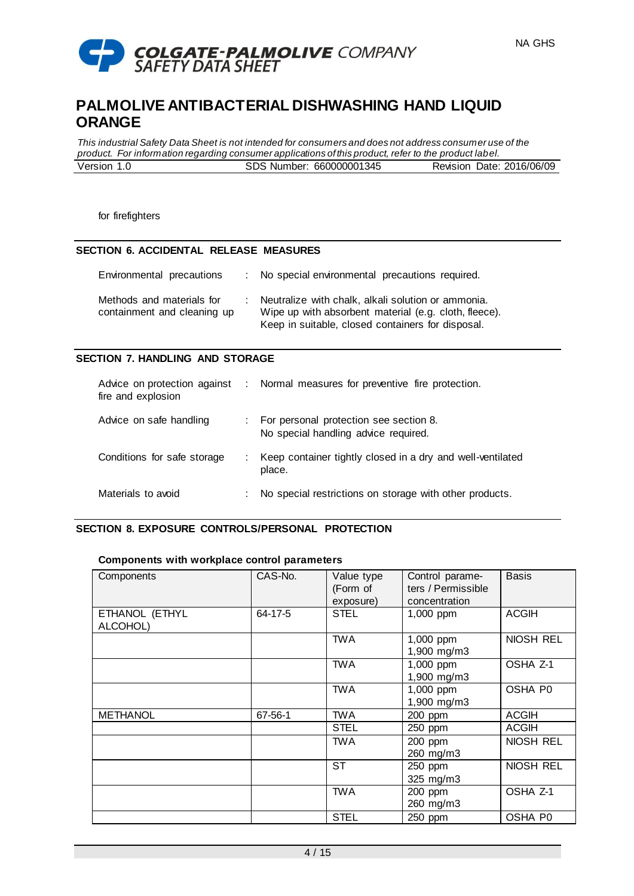for firefighters

## SECTION 6. ACCIDENTAL RELEASE MEASURES

Environmental precautions : No special environmental precautions required.

Methods and materials for containment and cleaning up : Neutralize with chalk, alkali solution or ammonia.
Wipe up with absorbent material (e.g. cloth, fleece).
Keep in suitable, closed containers for disposal.

## SECTION 7. HANDLING AND STORAGE

Advice on protection against fire and explosion : Normal measures for preventive fire protection.

Advice on safe handling : For personal protection see section 8.
No special handling advice required.

Conditions for safe storage : Keep container tightly closed in a dry and well-ventilated place.

Materials to avoid : No special restrictions on storage with other products.

## SECTION 8. EXPOSURE CONTROLS/PERSONAL PROTECTION

**Components with workplace control parameters**

| Components | CAS-No. | Value type (Form of exposure) | Control parameters / Permissible concentration | Basis |
|---|---|---|---|---|
| ETHANOL (ETHYL ALCOHOL) | 64-17-5 | STEL | 1,000 ppm | ACGIH |
| | | TWA | 1,000 ppm<br>1,900 mg/m3 | NIOSH REL |
| | | TWA | 1,000 ppm<br>1,900 mg/m3 | OSHA Z-1 |
| | | TWA | 1,000 ppm<br>1,900 mg/m3 | OSHA P0 |
| METHANOL | 67-56-1 | TWA | 200 ppm | ACGIH |
| | | STEL | 250 ppm | ACGIH |
| | | TWA | 200 ppm<br>260 mg/m3 | NIOSH REL |
| | | ST | 250 ppm<br>325 mg/m3 | NIOSH REL |
| | | TWA | 200 ppm<br>260 mg/m3 | OSHA Z-1 |
| | | STEL | 250 ppm | OSHA P0 |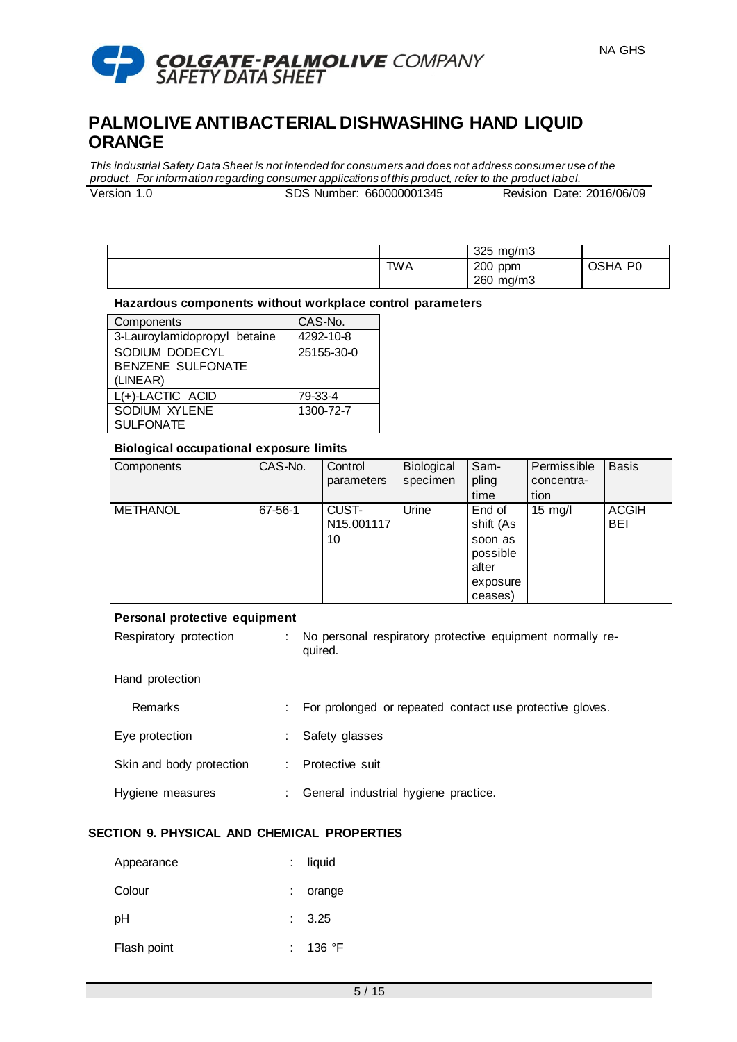| | | | 325 mg/m3 | |
|---|---|---|---|---|
| | | TWA | 200 ppm<br>260 mg/m3 | OSHA P0 |

**Hazardous components without workplace control parameters**

| Components | CAS-No. |
|---|---|
| 3-Lauroylamidopropyl betaine | 4292-10-8 |
| SODIUM DODECYL BENZENE SULFONATE (LINEAR) | 25155-30-0 |
| L(+)-LACTIC ACID | 79-33-4 |
| SODIUM XYLENE SULFONATE | 1300-72-7 |

**Biological occupational exposure limits**

| Components | CAS-No. | Control parameters | Biological specimen | Sampling time | Permissible concentration | Basis |
|---|---|---|---|---|---|---|
| METHANOL | 67-56-1 | CUST-N15.00111710 | Urine | End of shift (As soon as possible after exposure ceases) | 15 mg/l | ACGIH BEI |

**Personal protective equipment**

Respiratory protection : No personal respiratory protective equipment normally required.

Hand protection

Remarks : For prolonged or repeated contact use protective gloves.

Eye protection : Safety glasses

Skin and body protection : Protective suit

Hygiene measures : General industrial hygiene practice.

## SECTION 9. PHYSICAL AND CHEMICAL PROPERTIES

Appearance : liquid

Colour : orange

pH : 3.25

Flash point : 136 °F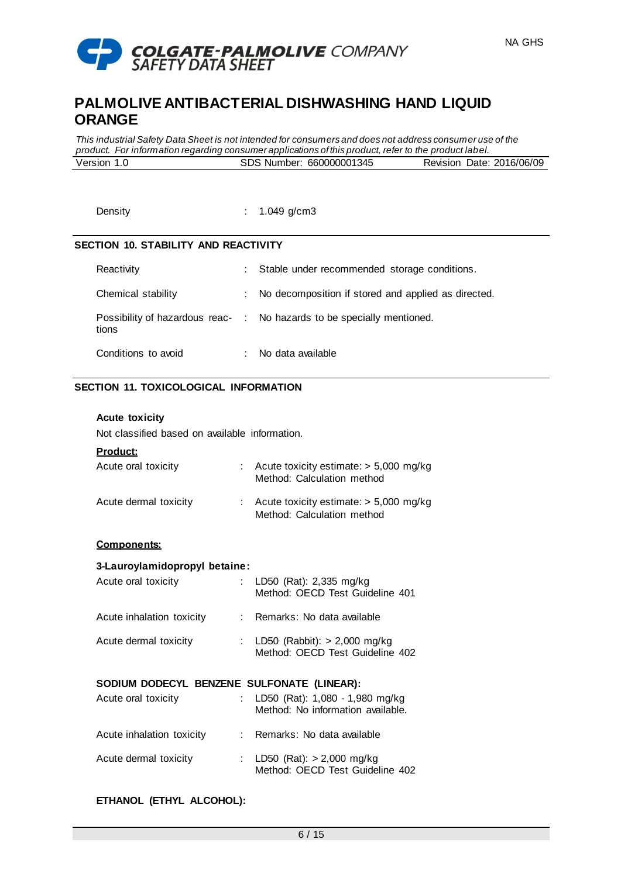Density : 1.049 g/cm3

## SECTION 10. STABILITY AND REACTIVITY

| | |
|---|---|
| Reactivity | : Stable under recommended storage conditions. |
| Chemical stability | : No decomposition if stored and applied as directed. |
| Possibility of hazardous reactions | : No hazards to be specially mentioned. |
| Conditions to avoid | : No data available |

## SECTION 11. TOXICOLOGICAL INFORMATION

**Acute toxicity**

Not classified based on available information.

**Product:**

| | |
|---|---|
| Acute oral toxicity | : Acute toxicity estimate: > 5,000 mg/kg<br>Method: Calculation method |
| Acute dermal toxicity | : Acute toxicity estimate: > 5,000 mg/kg<br>Method: Calculation method |

**Components:**

**3-Lauroylamidopropyl betaine:**

| | |
|---|---|
| Acute oral toxicity | : LD50 (Rat): 2,335 mg/kg<br>Method: OECD Test Guideline 401 |
| Acute inhalation toxicity | : Remarks: No data available |
| Acute dermal toxicity | : LD50 (Rabbit): > 2,000 mg/kg<br>Method: OECD Test Guideline 402 |

**SODIUM DODECYL BENZENE SULFONATE (LINEAR):**

| | |
|---|---|
| Acute oral toxicity | : LD50 (Rat): 1,080 - 1,980 mg/kg<br>Method: No information available. |
| Acute inhalation toxicity | : Remarks: No data available |
| Acute dermal toxicity | : LD50 (Rat): > 2,000 mg/kg<br>Method: OECD Test Guideline 402 |

**ETHANOL (ETHYL ALCOHOL):**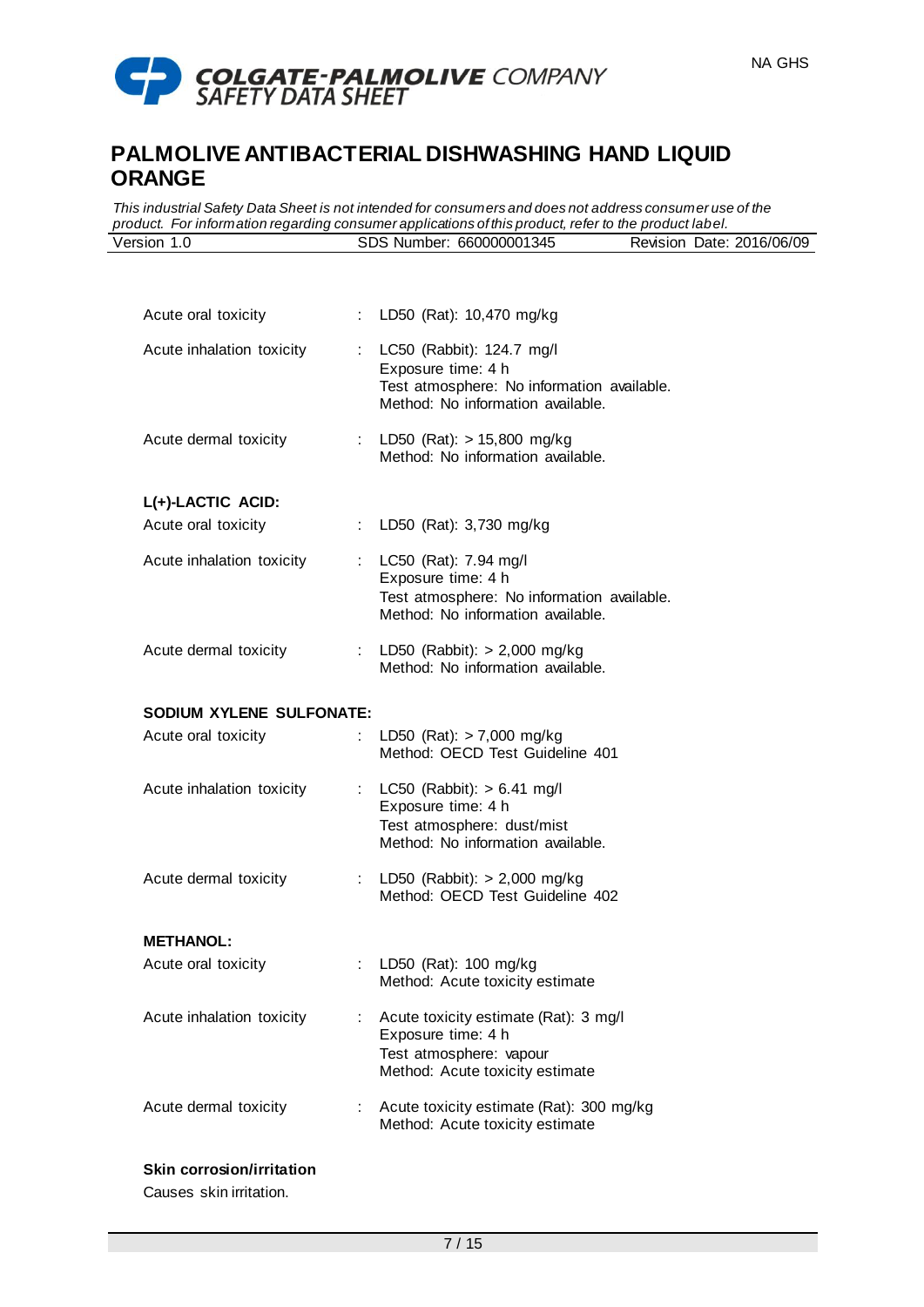Acute oral toxicity : LD50 (Rat): 10,470 mg/kg

Acute inhalation toxicity : LC50 (Rabbit): 124.7 mg/l
Exposure time: 4 h
Test atmosphere: No information available.
Method: No information available.

Acute dermal toxicity : LD50 (Rat): > 15,800 mg/kg
Method: No information available.

**L(+)-LACTIC ACID:**

Acute oral toxicity : LD50 (Rat): 3,730 mg/kg

Acute inhalation toxicity : LC50 (Rat): 7.94 mg/l
Exposure time: 4 h
Test atmosphere: No information available.
Method: No information available.

Acute dermal toxicity : LD50 (Rabbit): > 2,000 mg/kg
Method: No information available.

**SODIUM XYLENE SULFONATE:**

Acute oral toxicity : LD50 (Rat): > 7,000 mg/kg
Method: OECD Test Guideline 401

Acute inhalation toxicity : LC50 (Rabbit): > 6.41 mg/l
Exposure time: 4 h
Test atmosphere: dust/mist
Method: No information available.

Acute dermal toxicity : LD50 (Rabbit): > 2,000 mg/kg
Method: OECD Test Guideline 402

**METHANOL:**

Acute oral toxicity : LD50 (Rat): 100 mg/kg
Method: Acute toxicity estimate

Acute inhalation toxicity : Acute toxicity estimate (Rat): 3 mg/l
Exposure time: 4 h
Test atmosphere: vapour
Method: Acute toxicity estimate

Acute dermal toxicity : Acute toxicity estimate (Rat): 300 mg/kg
Method: Acute toxicity estimate

**Skin corrosion/irritation**

Causes skin irritation.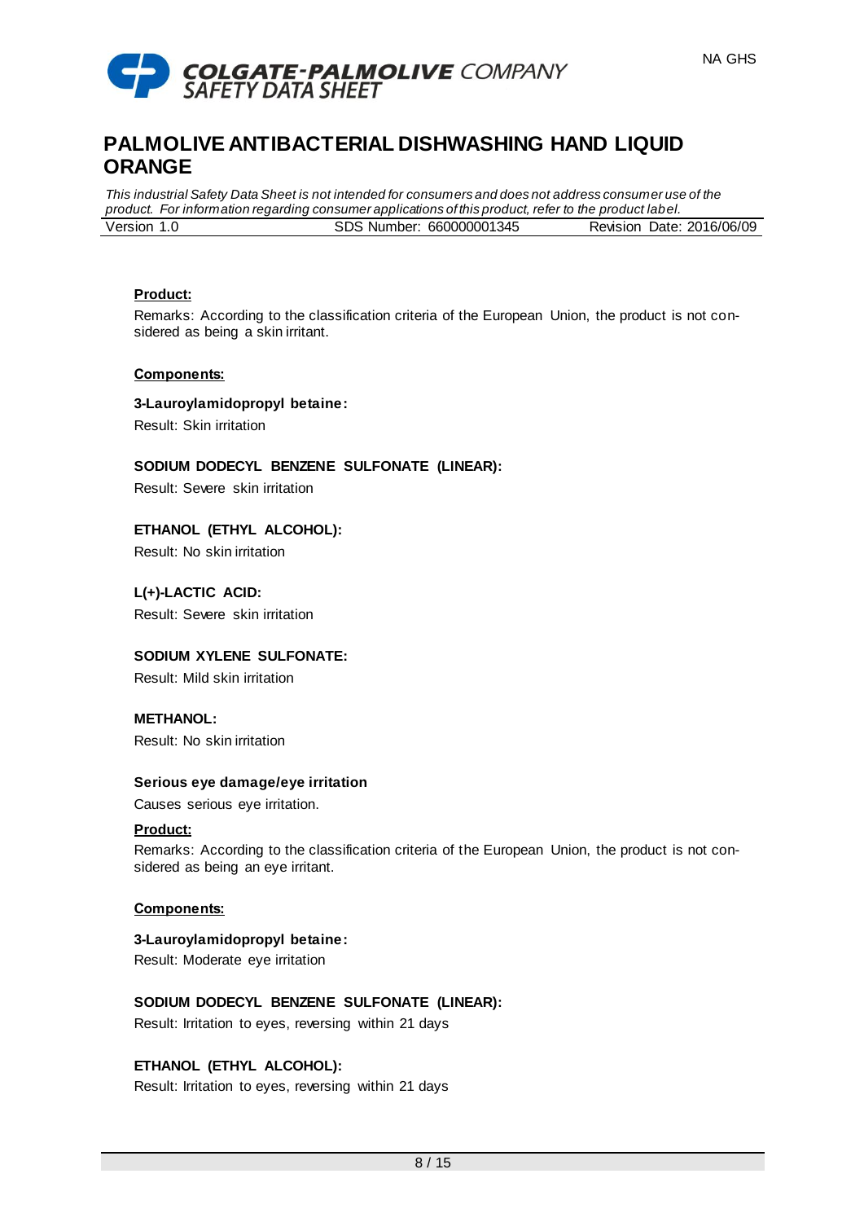**Product:**

Remarks: According to the classification criteria of the European Union, the product is not considered as being a skin irritant.

**Components:**

**3-Lauroylamidopropyl betaine:**

Result: Skin irritation

**SODIUM DODECYL BENZENE SULFONATE (LINEAR):**

Result: Severe skin irritation

**ETHANOL (ETHYL ALCOHOL):**

Result: No skin irritation

**L(+)-LACTIC ACID:**

Result: Severe skin irritation

**SODIUM XYLENE SULFONATE:**

Result: Mild skin irritation

**METHANOL:**

Result: No skin irritation

**Serious eye damage/eye irritation**

Causes serious eye irritation.

**Product:**

Remarks: According to the classification criteria of the European Union, the product is not considered as being an eye irritant.

**Components:**

**3-Lauroylamidopropyl betaine:**

Result: Moderate eye irritation

**SODIUM DODECYL BENZENE SULFONATE (LINEAR):**

Result: Irritation to eyes, reversing within 21 days

**ETHANOL (ETHYL ALCOHOL):**

Result: Irritation to eyes, reversing within 21 days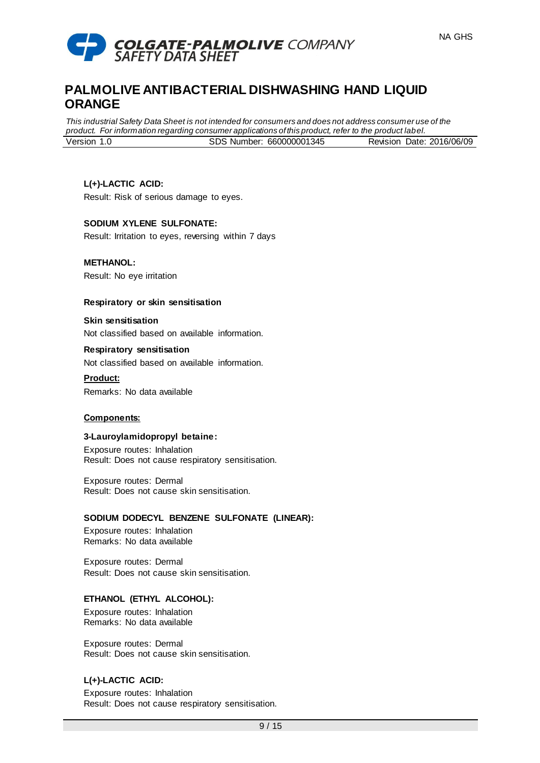**L(+)-LACTIC ACID:**

Result: Risk of serious damage to eyes.

**SODIUM XYLENE SULFONATE:**

Result: Irritation to eyes, reversing within 7 days

**METHANOL:**

Result: No eye irritation

**Respiratory or skin sensitisation**

**Skin sensitisation**

Not classified based on available information.

**Respiratory sensitisation**

Not classified based on available information.

**Product:**

Remarks: No data available

**Components:**

**3-Lauroylamidopropyl betaine:**

Exposure routes: Inhalation
Result: Does not cause respiratory sensitisation.

Exposure routes: Dermal
Result: Does not cause skin sensitisation.

**SODIUM DODECYL BENZENE SULFONATE (LINEAR):**

Exposure routes: Inhalation
Remarks: No data available

Exposure routes: Dermal
Result: Does not cause skin sensitisation.

**ETHANOL (ETHYL ALCOHOL):**

Exposure routes: Inhalation
Remarks: No data available

Exposure routes: Dermal
Result: Does not cause skin sensitisation.

**L(+)-LACTIC ACID:**

Exposure routes: Inhalation
Result: Does not cause respiratory sensitisation.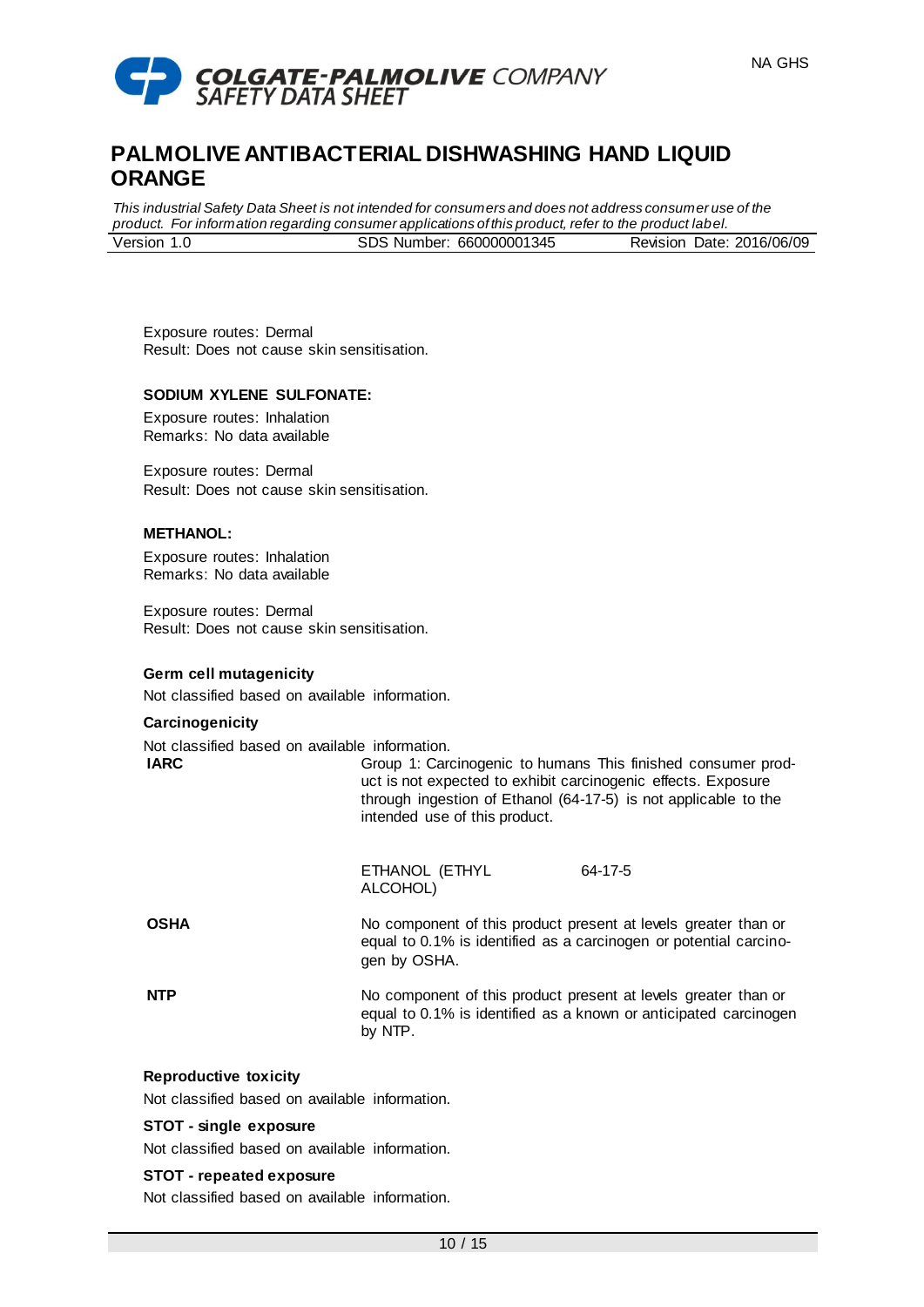Exposure routes: Dermal
Result: Does not cause skin sensitisation.

**SODIUM XYLENE SULFONATE:**

Exposure routes: Inhalation
Remarks: No data available

Exposure routes: Dermal
Result: Does not cause skin sensitisation.

**METHANOL:**

Exposure routes: Inhalation
Remarks: No data available

Exposure routes: Dermal
Result: Does not cause skin sensitisation.

**Germ cell mutagenicity**

Not classified based on available information.

**Carcinogenicity**

Not classified based on available information.

| | | |
|---|---|---|
| **IARC** | Group 1: Carcinogenic to humans This finished consumer product is not expected to exhibit carcinogenic effects. Exposure through ingestion of Ethanol (64-17-5) is not applicable to the intended use of this product. | |
| | ETHANOL (ETHYL ALCOHOL) | 64-17-5 |
| **OSHA** | No component of this product present at levels greater than or equal to 0.1% is identified as a carcinogen or potential carcinogen by OSHA. | |
| **NTP** | No component of this product present at levels greater than or equal to 0.1% is identified as a known or anticipated carcinogen by NTP. | |

**Reproductive toxicity**

Not classified based on available information.

**STOT - single exposure**

Not classified based on available information.

**STOT - repeated exposure**

Not classified based on available information.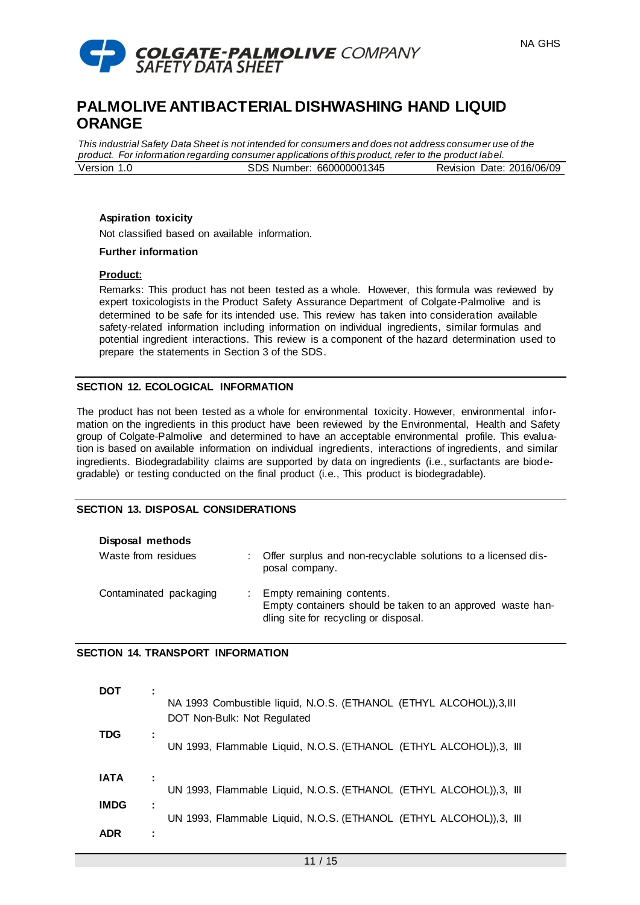**Aspiration toxicity**

Not classified based on available information.

**Further information**

**Product:**

Remarks: This product has not been tested as a whole. However, this formula was reviewed by expert toxicologists in the Product Safety Assurance Department of Colgate-Palmolive and is determined to be safe for its intended use. This review has taken into consideration available safety-related information including information on individual ingredients, similar formulas and potential ingredient interactions. This review is a component of the hazard determination used to prepare the statements in Section 3 of the SDS.

## SECTION 12. ECOLOGICAL INFORMATION

The product has not been tested as a whole for environmental toxicity. However, environmental information on the ingredients in this product have been reviewed by the Environmental, Health and Safety group of Colgate-Palmolive and determined to have an acceptable environmental profile. This evaluation is based on available information on individual ingredients, interactions of ingredients, and similar ingredients. Biodegradability claims are supported by data on ingredients (i.e., surfactants are biodegradable) or testing conducted on the final product (i.e., This product is biodegradable).

## SECTION 13. DISPOSAL CONSIDERATIONS

**Disposal methods**

| | | |
|---|---|---|
| Waste from residues | : | Offer surplus and non-recyclable solutions to a licensed disposal company. |
| Contaminated packaging | : | Empty remaining contents.<br>Empty containers should be taken to an approved waste handling site for recycling or disposal. |

## SECTION 14. TRANSPORT INFORMATION

| | | |
|---|---|---|
| **DOT** | **:** | NA 1993 Combustible liquid, N.O.S. (ETHANOL (ETHYL ALCOHOL)),3,III<br>DOT Non-Bulk: Not Regulated |
| **TDG** | **:** | UN 1993, Flammable Liquid, N.O.S. (ETHANOL (ETHYL ALCOHOL)),3, III |
| **IATA** | **:** | UN 1993, Flammable Liquid, N.O.S. (ETHANOL (ETHYL ALCOHOL)),3, III |
| **IMDG** | **:** | UN 1993, Flammable Liquid, N.O.S. (ETHANOL (ETHYL ALCOHOL)),3, III |
| **ADR** | **:** | |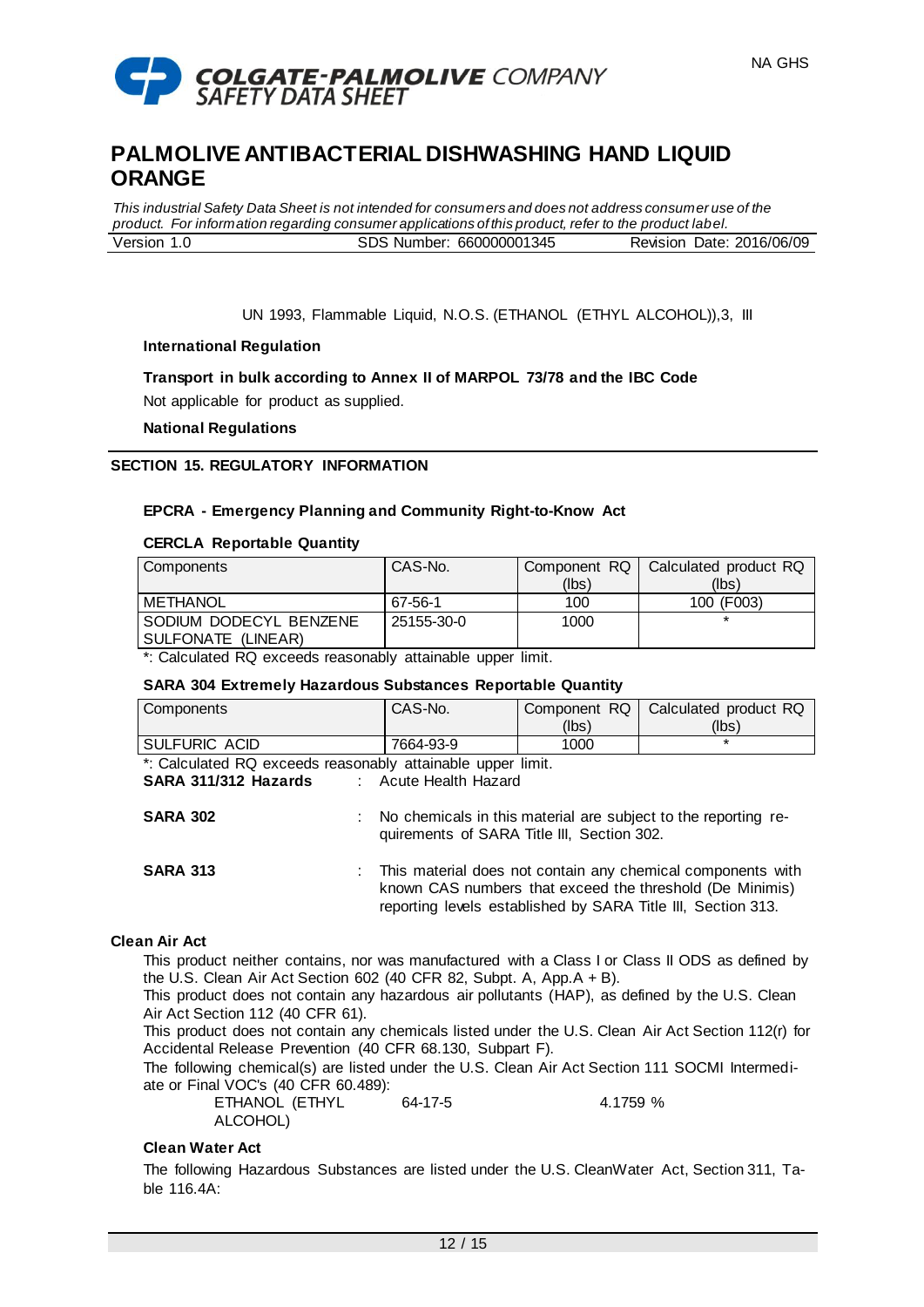UN 1993, Flammable Liquid, N.O.S. (ETHANOL (ETHYL ALCOHOL)),3, III

**International Regulation**

**Transport in bulk according to Annex II of MARPOL 73/78 and the IBC Code**

Not applicable for product as supplied.

**National Regulations**

## SECTION 15. REGULATORY INFORMATION

**EPCRA - Emergency Planning and Community Right-to-Know Act**

**CERCLA Reportable Quantity**

| Components | CAS-No. | Component RQ (lbs) | Calculated product RQ (lbs) |
|---|---|---|---|
| METHANOL | 67-56-1 | 100 | 100 (F003) |
| SODIUM DODECYL BENZENE SULFONATE (LINEAR) | 25155-30-0 | 1000 | * |

*: Calculated RQ exceeds reasonably attainable upper limit.

**SARA 304 Extremely Hazardous Substances Reportable Quantity**

| Components | CAS-No. | Component RQ (lbs) | Calculated product RQ (lbs) |
|---|---|---|---|
| SULFURIC ACID | 7664-93-9 | 1000 | * |

*: Calculated RQ exceeds reasonably attainable upper limit.

**SARA 311/312 Hazards** : Acute Health Hazard

**SARA 302** : No chemicals in this material are subject to the reporting requirements of SARA Title III, Section 302.

**SARA 313** : This material does not contain any chemical components with known CAS numbers that exceed the threshold (De Minimis) reporting levels established by SARA Title III, Section 313.

**Clean Air Act**

This product neither contains, nor was manufactured with a Class I or Class II ODS as defined by the U.S. Clean Air Act Section 602 (40 CFR 82, Subpt. A, App.A + B).

This product does not contain any hazardous air pollutants (HAP), as defined by the U.S. Clean Air Act Section 112 (40 CFR 61).

This product does not contain any chemicals listed under the U.S. Clean Air Act Section 112(r) for Accidental Release Prevention (40 CFR 68.130, Subpart F).

The following chemical(s) are listed under the U.S. Clean Air Act Section 111 SOCMI Intermediate or Final VOC's (40 CFR 60.489):

| | | |
|---|---|---|
| ETHANOL (ETHYL ALCOHOL) | 64-17-5 | 4.1759 % |

**Clean Water Act**

The following Hazardous Substances are listed under the U.S. CleanWater Act, Section 311, Table 116.4A: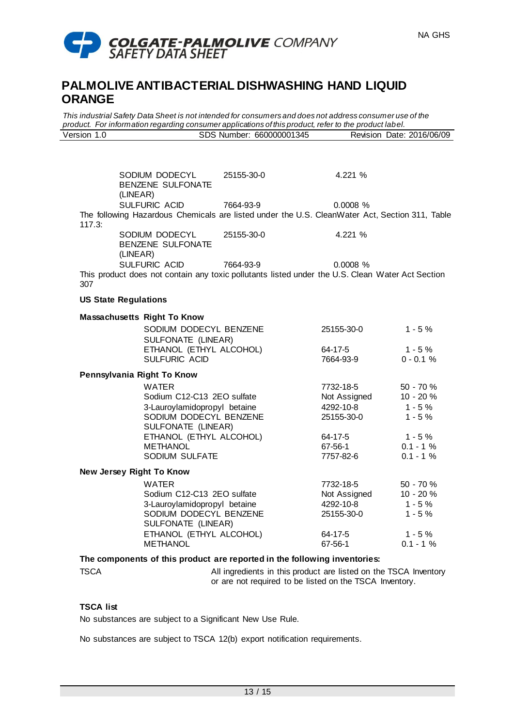| | | |
|---|---|---|
| SODIUM DODECYL BENZENE SULFONATE (LINEAR) | 25155-30-0 | 4.221 % |
| SULFURIC ACID | 7664-93-9 | 0.0008 % |

The following Hazardous Chemicals are listed under the U.S. CleanWater Act, Section 311, Table 117.3:

| | | |
|---|---|---|
| SODIUM DODECYL BENZENE SULFONATE (LINEAR) | 25155-30-0 | 4.221 % |
| SULFURIC ACID | 7664-93-9 | 0.0008 % |

This product does not contain any toxic pollutants listed under the U.S. Clean Water Act Section 307

**US State Regulations**

**Massachusetts Right To Know**

| | | |
|---|---|---|
| SODIUM DODECYL BENZENE SULFONATE (LINEAR) | 25155-30-0 | 1 - 5 % |
| ETHANOL (ETHYL ALCOHOL) | 64-17-5 | 1 - 5 % |
| SULFURIC ACID | 7664-93-9 | 0 - 0.1 % |

**Pennsylvania Right To Know**

| | | |
|---|---|---|
| WATER | 7732-18-5 | 50 - 70 % |
| Sodium C12-C13 2EO sulfate | Not Assigned | 10 - 20 % |
| 3-Lauroylamidopropyl betaine | 4292-10-8 | 1 - 5 % |
| SODIUM DODECYL BENZENE SULFONATE (LINEAR) | 25155-30-0 | 1 - 5 % |
| ETHANOL (ETHYL ALCOHOL) | 64-17-5 | 1 - 5 % |
| METHANOL | 67-56-1 | 0.1 - 1 % |
| SODIUM SULFATE | 7757-82-6 | 0.1 - 1 % |

**New Jersey Right To Know**

| | | |
|---|---|---|
| WATER | 7732-18-5 | 50 - 70 % |
| Sodium C12-C13 2EO sulfate | Not Assigned | 10 - 20 % |
| 3-Lauroylamidopropyl betaine | 4292-10-8 | 1 - 5 % |
| SODIUM DODECYL BENZENE SULFONATE (LINEAR) | 25155-30-0 | 1 - 5 % |
| ETHANOL (ETHYL ALCOHOL) | 64-17-5 | 1 - 5 % |
| METHANOL | 67-56-1 | 0.1 - 1 % |

**The components of this product are reported in the following inventories:**

TSCA — All ingredients in this product are listed on the TSCA Inventory or are not required to be listed on the TSCA Inventory.

**TSCA list**

No substances are subject to a Significant New Use Rule.

No substances are subject to TSCA 12(b) export notification requirements.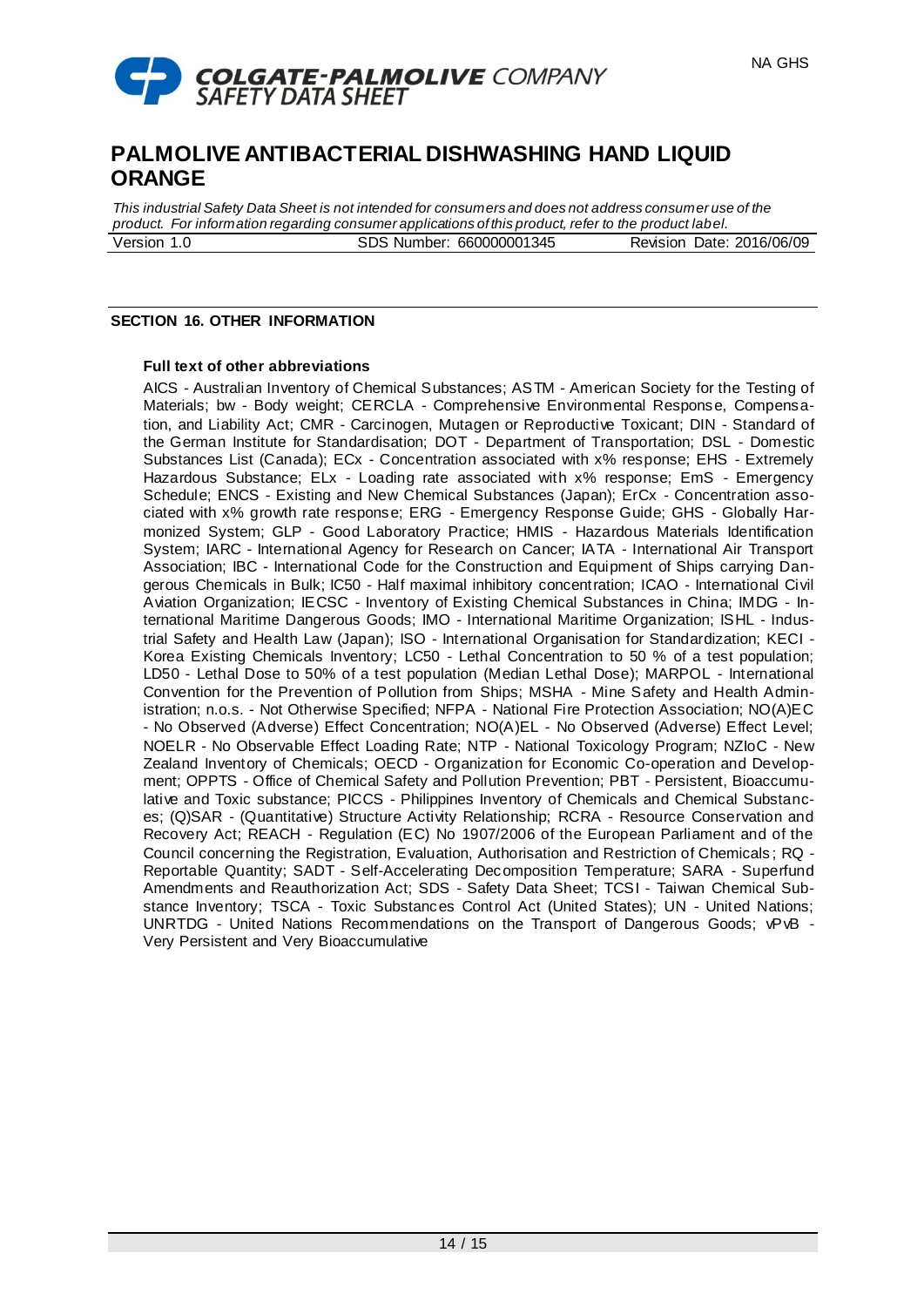# PALMOLIVE ANTIBACTERIAL DISHWASHING HAND LIQUID ORANGE

*This industrial Safety Data Sheet is not intended for consumers and does not address consumer use of the product. For information regarding consumer applications of this product, refer to the product label.*

| Version 1.0 | SDS Number: 660000001345 | Revision Date: 2016/06/09 |
|---|---|---|

## SECTION 16. OTHER INFORMATION

### Full text of other abbreviations

AICS - Australian Inventory of Chemical Substances; ASTM - American Society for the Testing of Materials; bw - Body weight; CERCLA - Comprehensive Environmental Response, Compensation, and Liability Act; CMR - Carcinogen, Mutagen or Reproductive Toxicant; DIN - Standard of the German Institute for Standardisation; DOT - Department of Transportation; DSL - Domestic Substances List (Canada); ECx - Concentration associated with x% response; EHS - Extremely Hazardous Substance; ELx - Loading rate associated with x% response; EmS - Emergency Schedule; ENCS - Existing and New Chemical Substances (Japan); ErCx - Concentration associated with x% growth rate response; ERG - Emergency Response Guide; GHS - Globally Harmonized System; GLP - Good Laboratory Practice; HMIS - Hazardous Materials Identification System; IARC - International Agency for Research on Cancer; IATA - International Air Transport Association; IBC - International Code for the Construction and Equipment of Ships carrying Dangerous Chemicals in Bulk; IC50 - Half maximal inhibitory concentration; ICAO - International Civil Aviation Organization; IECSC - Inventory of Existing Chemical Substances in China; IMDG - International Maritime Dangerous Goods; IMO - International Maritime Organization; ISHL - Industrial Safety and Health Law (Japan); ISO - International Organisation for Standardization; KECI - Korea Existing Chemicals Inventory; LC50 - Lethal Concentration to 50 % of a test population; LD50 - Lethal Dose to 50% of a test population (Median Lethal Dose); MARPOL - International Convention for the Prevention of Pollution from Ships; MSHA - Mine Safety and Health Administration; n.o.s. - Not Otherwise Specified; NFPA - National Fire Protection Association; NO(A)EC - No Observed (Adverse) Effect Concentration; NO(A)EL - No Observed (Adverse) Effect Level; NOELR - No Observable Effect Loading Rate; NTP - National Toxicology Program; NZIoC - New Zealand Inventory of Chemicals; OECD - Organization for Economic Co-operation and Development; OPPTS - Office of Chemical Safety and Pollution Prevention; PBT - Persistent, Bioaccumulative and Toxic substance; PICCS - Philippines Inventory of Chemicals and Chemical Substances; (Q)SAR - (Quantitative) Structure Activity Relationship; RCRA - Resource Conservation and Recovery Act; REACH - Regulation (EC) No 1907/2006 of the European Parliament and of the Council concerning the Registration, Evaluation, Authorisation and Restriction of Chemicals; RQ - Reportable Quantity; SADT - Self-Accelerating Decomposition Temperature; SARA - Superfund Amendments and Reauthorization Act; SDS - Safety Data Sheet; TCSI - Taiwan Chemical Substance Inventory; TSCA - Toxic Substances Control Act (United States); UN - United Nations; UNRTDG - United Nations Recommendations on the Transport of Dangerous Goods; vPvB - Very Persistent and Very Bioaccumulative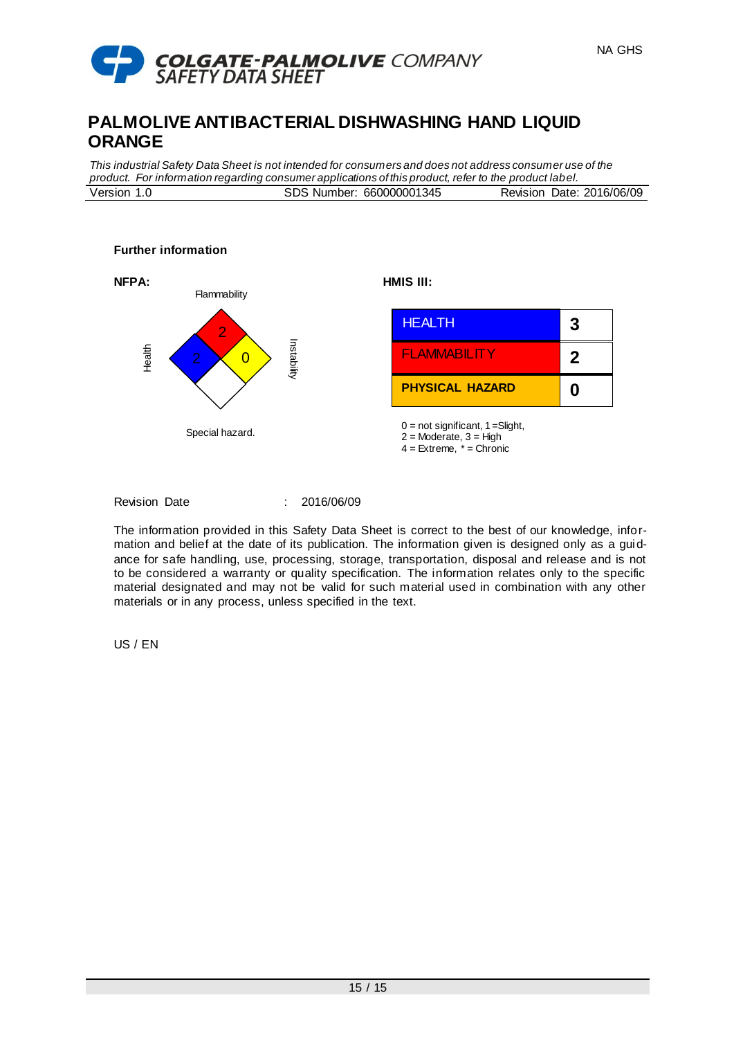**Further information**

**NFPA:**

Flammability

Health

Instability

2

2

0

Special hazard.

**HMIS III:**

| | |
|---|---|
| HEALTH | **3** |
| FLAMMABILITY | **2** |
| **PHYSICAL HAZARD** | **0** |

0 = not significant, 1 =Slight,
2 = Moderate, 3 = High
4 = Extreme, * = Chronic

Revision Date : 2016/06/09

The information provided in this Safety Data Sheet is correct to the best of our knowledge, information and belief at the date of its publication. The information given is designed only as a guidance for safe handling, use, processing, storage, transportation, disposal and release and is not to be considered a warranty or quality specification. The information relates only to the specific material designated and may not be valid for such material used in combination with any other materials or in any process, unless specified in the text.

US / EN